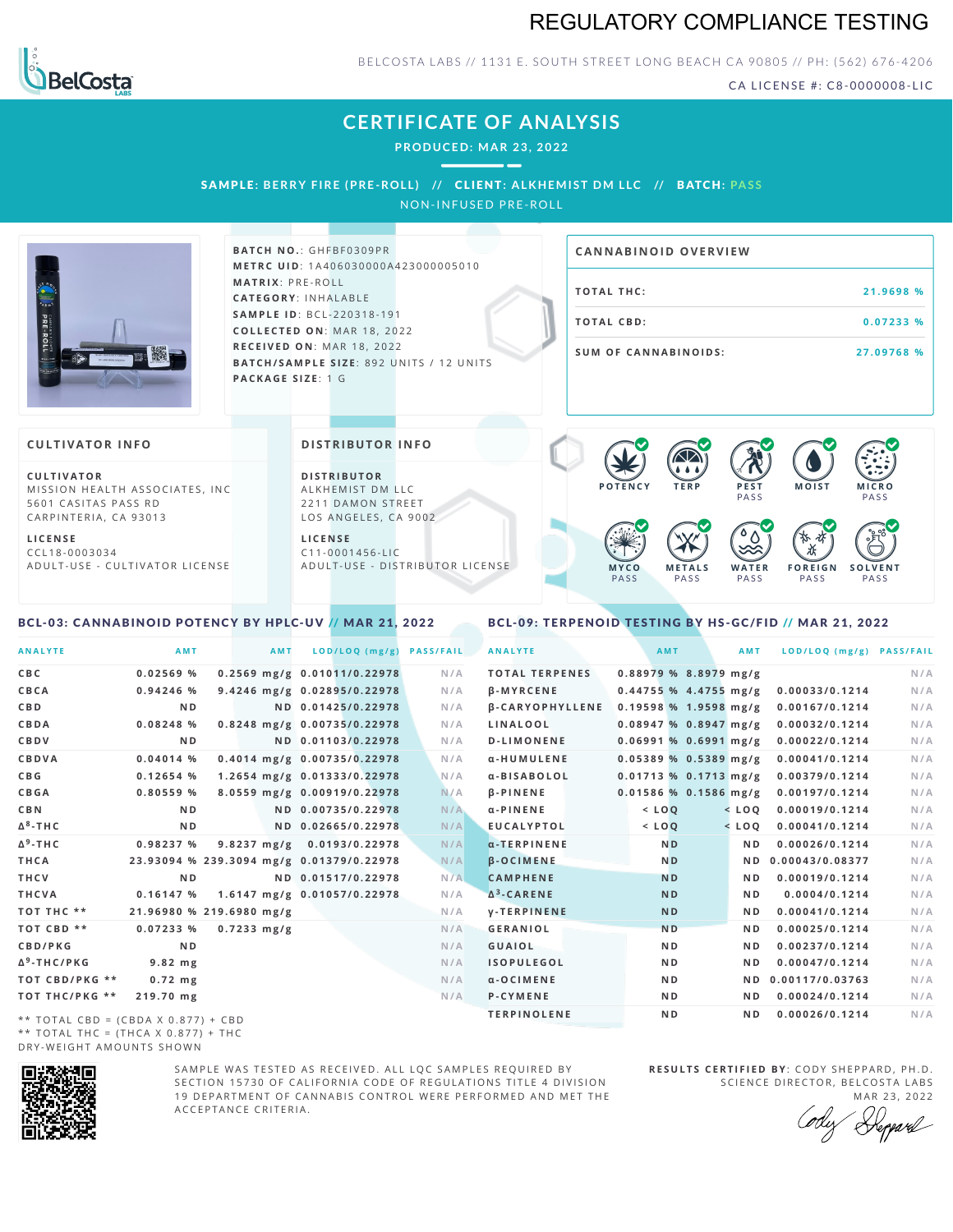# REGULATORY COMPLIANCE TESTING

BELCOSTA LABS // 1131 E. SOUTH STREET LONG BEACH CA 90805 // PH: (562) 676-4206

CA LICENSE #: C8-0000008-LIC

## CERTIFICATE OF ANALYSIS

**PRODUCED: MAR 23, 2022**

**SAMPLE: BERRY FIRE (PRE-ROLL) // CLIENT: ALKHEMIST DM LLC // BATCH: PASS**

NON-INFUSED PRE-ROLL

**BATCH NO.**: GHFBF0309PR
**METRC UID**: 1A4060300004A423000005010
**MATRIX**: PRE-ROLL
**CATEGORY**: INHALABLE
**SAMPLE ID**: BCL-220318-191
**COLLECTED ON**: MAR 18, 2022
**RECEIVED ON**: MAR 18, 2022
**BATCH/SAMPLE SIZE**: 892 UNITS / 12 UNITS
**PACKAGE SIZE**: 1 G

### CANNABINOID OVERVIEW

| | |
|---|---|
| TOTAL THC: | 21.9698 % |
| TOTAL CBD: | 0.07233 % |
| SUM OF CANNABINOIDS: | 27.09768 % |

### CULTIVATOR INFO

**CULTIVATOR**
MISSION HEALTH ASSOCIATES, INC
5601 CASITAS PASS RD
CARPINTERIA, CA 93013

**LICENSE**
CCL18-0003034
ADULT-USE - CULTIVATOR LICENSE

### DISTRIBUTOR INFO

**DISTRIBUTOR**
ALKHEMIST DM LLC
2211 DAMON STREET
LOS ANGELES, CA 9002

**LICENSE**
C11-0001456-LIC
ADULT-USE - DISTRIBUTOR LICENSE

POTENCY | TERP | PEST PASS | MOIST | MICRO PASS | MYCO PASS | METALS PASS | WATER PASS | FOREIGN PASS | SOLVENT PASS

### BCL-03: CANNABINOID POTENCY BY HPLC-UV // MAR 21, 2022

| ANALYTE | AMT | AMT | LOD/LOQ (mg/g) | PASS/FAIL |
|---|---|---|---|---|
| CBC | 0.02569 % | 0.2569 mg/g | 0.01011/0.22978 | N/A |
| CBCA | 0.94246 % | 9.4246 mg/g | 0.02895/0.22978 | N/A |
| CBD | ND | ND | 0.01425/0.22978 | N/A |
| CBDA | 0.08248 % | 0.8248 mg/g | 0.00735/0.22978 | N/A |
| CBDV | ND | ND | 0.01103/0.22978 | N/A |
| CBDVA | 0.04014 % | 0.4014 mg/g | 0.00735/0.22978 | N/A |
| CBG | 0.12654 % | 1.2654 mg/g | 0.01333/0.22978 | N/A |
| CBGA | 0.80559 % | 8.0559 mg/g | 0.00919/0.22978 | N/A |
| CBN | ND | ND | 0.00735/0.22978 | N/A |
| Δ⁸-THC | ND | ND | 0.02665/0.22978 | N/A |
| Δ⁹-THC | 0.98237 % | 9.8237 mg/g | 0.0193/0.22978 | N/A |
| THCA | 23.93094 % | 239.3094 mg/g | 0.01379/0.22978 | N/A |
| THCV | ND | ND | 0.01517/0.22978 | N/A |
| THCVA | 0.16147 % | 1.6147 mg/g | 0.01057/0.22978 | N/A |
| TOT THC ** | 21.96980 % | 219.6980 mg/g | | N/A |
| TOT CBD ** | 0.07233 % | 0.7233 mg/g | | N/A |
| CBD/PKG | ND | | | N/A |
| Δ⁹-THC/PKG | 9.82 mg | | | N/A |
| TOT CBD/PKG ** | 0.72 mg | | | N/A |
| TOT THC/PKG ** | 219.70 mg | | | N/A |

** TOTAL CBD = (CBDA X 0.877) + CBD
** TOTAL THC = (THCA X 0.877) + THC
DRY-WEIGHT AMOUNTS SHOWN

### BCL-09: TERPENOID TESTING BY HS-GC/FID // MAR 21, 2022

| ANALYTE | AMT | AMT | LOD/LOQ (mg/g) | PASS/FAIL |
|---|---|---|---|---|
| TOTAL TERPENES | 0.88979 % | 8.8979 mg/g | | N/A |
| β-MYRCENE | 0.44755 % | 4.4755 mg/g | 0.00033/0.1214 | N/A |
| β-CARYOPHYLLENE | 0.19598 % | 1.9598 mg/g | 0.00167/0.1214 | N/A |
| LINALOOL | 0.08947 % | 0.8947 mg/g | 0.00032/0.1214 | N/A |
| D-LIMONENE | 0.06991 % | 0.6991 mg/g | 0.00022/0.1214 | N/A |
| α-HUMULENE | 0.05389 % | 0.5389 mg/g | 0.00041/0.1214 | N/A |
| α-BISABOLOL | 0.01713 % | 0.1713 mg/g | 0.00379/0.1214 | N/A |
| β-PINENE | 0.01586 % | 0.1586 mg/g | 0.00197/0.1214 | N/A |
| α-PINENE | < LOQ | < LOQ | 0.00019/0.1214 | N/A |
| EUCALYPTOL | < LOQ | < LOQ | 0.00041/0.1214 | N/A |
| α-TERPINENE | ND | ND | 0.00026/0.1214 | N/A |
| β-OCIMENE | ND | ND | 0.00043/0.08377 | N/A |
| CAMPHENE | ND | ND | 0.00019/0.1214 | N/A |
| Δ³-CARENE | ND | ND | 0.0004/0.1214 | N/A |
| γ-TERPINENE | ND | ND | 0.00041/0.1214 | N/A |
| GERANIOL | ND | ND | 0.00025/0.1214 | N/A |
| GUAIOL | ND | ND | 0.00237/0.1214 | N/A |
| ISOPULEGOL | ND | ND | 0.00047/0.1214 | N/A |
| α-OCIMENE | ND | ND | 0.00117/0.03763 | N/A |
| P-CYMENE | ND | ND | 0.00024/0.1214 | N/A |
| TERPINOLENE | ND | ND | 0.00026/0.1214 | N/A |

SAMPLE WAS TESTED AS RECEIVED. ALL LQC SAMPLES REQUIRED BY SECTION 15730 OF CALIFORNIA CODE OF REGULATIONS TITLE 4 DIVISION 19 DEPARTMENT OF CANNABIS CONTROL WERE PERFORMED AND MET THE ACCEPTANCE CRITERIA.

**RESULTS CERTIFIED BY**: CODY SHEPPARD, PH.D.
SCIENCE DIRECTOR, BELCOSTA LABS
MAR 23, 2022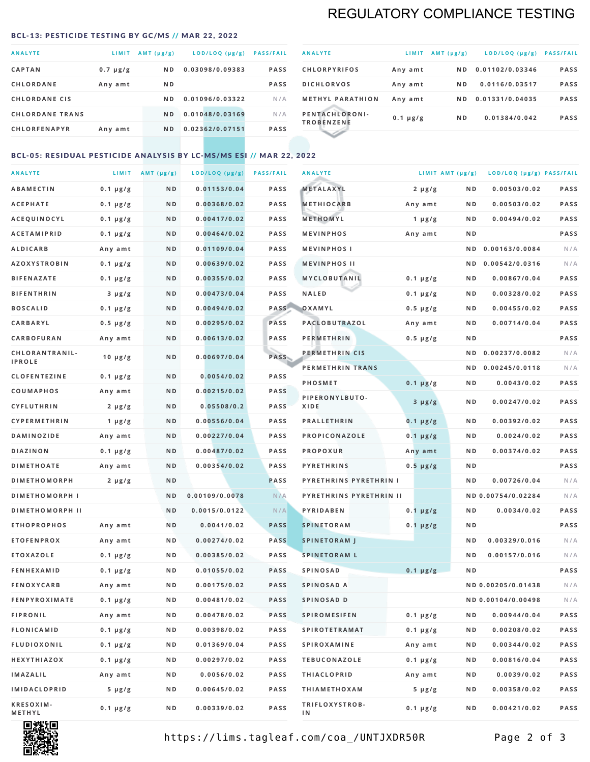# REGULATORY COMPLIANCE TESTING

### BCL-13: PESTICIDE TESTING BY GC/MS // MAR 22, 2022

| ANALYTE | LIMIT | AMT (μg/g) | LOD/LOQ (μg/g) | PASS/FAIL |
|---|---|---|---|---|
| CAPTAN | 0.7 μg/g | ND | 0.03098/0.09383 | PASS |
| CHLORDANE | Any amt | ND | | PASS |
| CHLORDANE CIS | | ND | 0.01096/0.03322 | N/A |
| CHLORDANE TRANS | | ND | 0.01048/0.03169 | N/A |
| CHLORFENAPYR | Any amt | ND | 0.02362/0.07151 | PASS |
| CHLORPYRIFOS | Any amt | ND | 0.01102/0.03346 | PASS |
| DICHLORVOS | Any amt | ND | 0.0116/0.03517 | PASS |
| METHYL PARATHION | Any amt | ND | 0.01331/0.04035 | PASS |
| PENTACHLORONITROBENZENE | 0.1 μg/g | ND | 0.01384/0.042 | PASS |

### BCL-05: RESIDUAL PESTICIDE ANALYSIS BY LC-MS/MS ESI // MAR 22, 2022

| ANALYTE | LIMIT | AMT (μg/g) | LOD/LOQ (μg/g) | PASS/FAIL |
|---|---|---|---|---|
| ABAMECTIN | 0.1 μg/g | ND | 0.01153/0.04 | PASS |
| ACEPHATE | 0.1 μg/g | ND | 0.00368/0.02 | PASS |
| ACEQUINOCYL | 0.1 μg/g | ND | 0.00417/0.02 | PASS |
| ACETAMIPRID | 0.1 μg/g | ND | 0.00464/0.02 | PASS |
| ALDICARB | Any amt | ND | 0.01109/0.04 | PASS |
| AZOXYSTROBIN | 0.1 μg/g | ND | 0.00639/0.02 | PASS |
| BIFENAZATE | 0.1 μg/g | ND | 0.00355/0.02 | PASS |
| BIFENTHRIN | 3 μg/g | ND | 0.00473/0.04 | PASS |
| BOSCALID | 0.1 μg/g | ND | 0.00494/0.02 | PASS |
| CARBARYL | 0.5 μg/g | ND | 0.00295/0.02 | PASS |
| CARBOFURAN | Any amt | ND | 0.00613/0.02 | PASS |
| CHLORANTRANILIPROLE | 10 μg/g | ND | 0.00697/0.04 | PASS |
| CLOFENTEZINE | 0.1 μg/g | ND | 0.0054/0.02 | PASS |
| COUMAPHOS | Any amt | ND | 0.00215/0.02 | PASS |
| CYFLUTHRIN | 2 μg/g | ND | 0.05508/0.2 | PASS |
| CYPERMETHRIN | 1 μg/g | ND | 0.00556/0.04 | PASS |
| DAMINOZIDE | Any amt | ND | 0.00227/0.04 | PASS |
| DIAZINON | 0.1 μg/g | ND | 0.00487/0.02 | PASS |
| DIMETHOATE | Any amt | ND | 0.00354/0.02 | PASS |
| DIMETHOMORPH | 2 μg/g | ND | | PASS |
| DIMETHOMORPH I | | ND | 0.00109/0.0078 | N/A |
| DIMETHOMORPH II | | ND | 0.0015/0.0122 | N/A |
| ETHOPROPHOS | Any amt | ND | 0.0041/0.02 | PASS |
| ETOFENPROX | Any amt | ND | 0.00274/0.02 | PASS |
| ETOXAZOLE | 0.1 μg/g | ND | 0.00385/0.02 | PASS |
| FENHEXAMID | 0.1 μg/g | ND | 0.01055/0.02 | PASS |
| FENOXYCARB | Any amt | ND | 0.00175/0.02 | PASS |
| FENPYROXIMATE | 0.1 μg/g | ND | 0.00481/0.02 | PASS |
| FIPRONIL | Any amt | ND | 0.00478/0.02 | PASS |
| FLONICAMID | 0.1 μg/g | ND | 0.00398/0.02 | PASS |
| FLUDIOXONIL | 0.1 μg/g | ND | 0.01369/0.04 | PASS |
| HEXYTHIAZOX | 0.1 μg/g | ND | 0.00297/0.02 | PASS |
| IMAZALIL | Any amt | ND | 0.0056/0.02 | PASS |
| IMIDACLOPRID | 5 μg/g | ND | 0.00645/0.02 | PASS |
| KRESOXIM-METHYL | 0.1 μg/g | ND | 0.00339/0.02 | PASS |
| METALAXYL | 2 μg/g | ND | 0.00503/0.02 | PASS |
| METHIOCARB | Any amt | ND | 0.00503/0.02 | PASS |
| METHOMYL | 1 μg/g | ND | 0.00494/0.02 | PASS |
| MEVINPHOS | Any amt | ND | | PASS |
| MEVINPHOS I | | ND | 0.00163/0.0084 | N/A |
| MEVINPHOS II | | ND | 0.00542/0.0316 | N/A |
| MYCLOBUTANIL | 0.1 μg/g | ND | 0.00867/0.04 | PASS |
| NALED | 0.1 μg/g | ND | 0.00328/0.02 | PASS |
| OXAMYL | 0.5 μg/g | ND | 0.00455/0.02 | PASS |
| PACLOBUTRAZOL | Any amt | ND | 0.00714/0.04 | PASS |
| PERMETHRIN | 0.5 μg/g | ND | | PASS |
| PERMETHRIN CIS | | ND | 0.00237/0.0082 | N/A |
| PERMETHRIN TRANS | | ND | 0.00245/0.0118 | N/A |
| PHOSMET | 0.1 μg/g | ND | 0.0043/0.02 | PASS |
| PIPERONYLBUTOXIDE | 3 μg/g | ND | 0.00247/0.02 | PASS |
| PRALLETHRIN | 0.1 μg/g | ND | 0.00392/0.02 | PASS |
| PROPICONAZOLE | 0.1 μg/g | ND | 0.0024/0.02 | PASS |
| PROPOXUR | Any amt | ND | 0.00374/0.02 | PASS |
| PYRETHRINS | 0.5 μg/g | ND | | PASS |
| PYRETHRINS PYRETHRIN I | | ND | 0.00726/0.04 | N/A |
| PYRETHRINS PYRETHRIN II | | ND | 0.00754/0.02284 | N/A |
| PYRIDABEN | 0.1 μg/g | ND | 0.0034/0.02 | PASS |
| SPINETORAM | 0.1 μg/g | ND | | PASS |
| SPINETORAM J | | ND | 0.00329/0.016 | N/A |
| SPINETORAM L | | ND | 0.00157/0.016 | N/A |
| SPINOSAD | 0.1 μg/g | ND | | PASS |
| SPINOSAD A | | ND | 0.00205/0.01438 | N/A |
| SPINOSAD D | | ND | 0.00104/0.00498 | N/A |
| SPIROMESIFEN | 0.1 μg/g | ND | 0.00944/0.04 | PASS |
| SPIROTETRAMAT | 0.1 μg/g | ND | 0.00208/0.02 | PASS |
| SPIROXAMINE | Any amt | ND | 0.00344/0.02 | PASS |
| TEBUCONAZOLE | 0.1 μg/g | ND | 0.00816/0.04 | PASS |
| THIACLOPRID | Any amt | ND | 0.0039/0.02 | PASS |
| THIAMETHOXAM | 5 μg/g | ND | 0.00358/0.02 | PASS |
| TRIFLOXYSTROBIN | 0.1 μg/g | ND | 0.00421/0.02 | PASS |

https://lims.tagleaf.com/coa_/UNTJXDR50R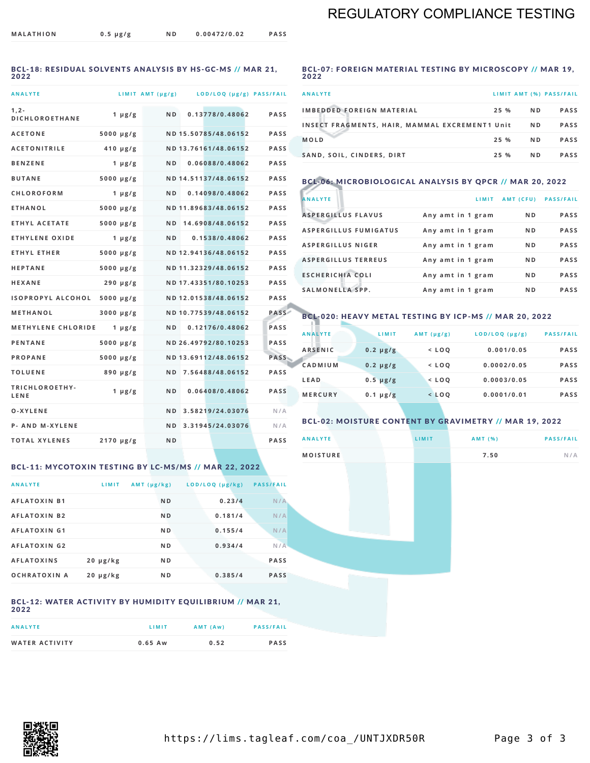# REGULATORY COMPLIANCE TESTING

| | | | | |
|---|---|---|---|---|
| MALATHION | 0.5 µg/g | ND | 0.00472/0.02 | PASS |

## BCL-18: RESIDUAL SOLVENTS ANALYSIS BY HS-GC-MS // MAR 21, 2022

| ANALYTE | LIMIT | AMT (µg/g) | LOD/LOQ (µg/g) | PASS/FAIL |
|---|---|---|---|---|
| 1,2-DICHLOROETHANE | 1 µg/g | ND | 0.13778/0.48062 | PASS |
| ACETONE | 5000 µg/g | ND | 15.50785/48.06152 | PASS |
| ACETONITRILE | 410 µg/g | ND | 13.76161/48.06152 | PASS |
| BENZENE | 1 µg/g | ND | 0.06088/0.48062 | PASS |
| BUTANE | 5000 µg/g | ND | 14.51137/48.06152 | PASS |
| CHLOROFORM | 1 µg/g | ND | 0.14098/0.48062 | PASS |
| ETHANOL | 5000 µg/g | ND | 11.89683/48.06152 | PASS |
| ETHYL ACETATE | 5000 µg/g | ND | 14.6908/48.06152 | PASS |
| ETHYLENE OXIDE | 1 µg/g | ND | 0.1538/0.48062 | PASS |
| ETHYL ETHER | 5000 µg/g | ND | 12.94136/48.06152 | PASS |
| HEPTANE | 5000 µg/g | ND | 11.32329/48.06152 | PASS |
| HEXANE | 290 µg/g | ND | 17.43351/80.10253 | PASS |
| ISOPROPYL ALCOHOL | 5000 µg/g | ND | 12.01538/48.06152 | PASS |
| METHANOL | 3000 µg/g | ND | 10.77539/48.06152 | PASS |
| METHYLENE CHLORIDE | 1 µg/g | ND | 0.12176/0.48062 | PASS |
| PENTANE | 5000 µg/g | ND | 26.49792/80.10253 | PASS |
| PROPANE | 5000 µg/g | ND | 13.69112/48.06152 | PASS |
| TOLUENE | 890 µg/g | ND | 7.56488/48.06152 | PASS |
| TRICHLOROETHYLENE | 1 µg/g | ND | 0.06408/0.48062 | PASS |
| O-XYLENE | | ND | 3.58219/24.03076 | N/A |
| P- AND M-XYLENE | | ND | 3.31945/24.03076 | N/A |
| TOTAL XYLENES | 2170 µg/g | ND | | PASS |

## BCL-11: MYCOTOXIN TESTING BY LC-MS/MS // MAR 22, 2022

| ANALYTE | LIMIT | AMT (µg/kg) | LOD/LOQ (µg/kg) | PASS/FAIL |
|---|---|---|---|---|
| AFLATOXIN B1 | | ND | 0.23/4 | N/A |
| AFLATOXIN B2 | | ND | 0.181/4 | N/A |
| AFLATOXIN G1 | | ND | 0.155/4 | N/A |
| AFLATOXIN G2 | | ND | 0.934/4 | N/A |
| AFLATOXINS | 20 µg/kg | ND | | PASS |
| OCHRATOXIN A | 20 µg/kg | ND | 0.385/4 | PASS |

## BCL-12: WATER ACTIVITY BY HUMIDITY EQUILIBRIUM // MAR 21, 2022

| ANALYTE | LIMIT | AMT (Aw) | PASS/FAIL |
|---|---|---|---|
| WATER ACTIVITY | 0.65 Aw | 0.52 | PASS |

## BCL-07: FOREIGN MATERIAL TESTING BY MICROSCOPY // MAR 19, 2022

| ANALYTE | LIMIT | AMT (%) | PASS/FAIL |
|---|---|---|---|
| IMBEDDED FOREIGN MATERIAL | 25 % | ND | PASS |
| INSECT FRAGMENTS, HAIR, MAMMAL EXCREMENT | 1 Unit | ND | PASS |
| MOLD | 25 % | ND | PASS |
| SAND, SOIL, CINDERS, DIRT | 25 % | ND | PASS |

## BCL-06: MICROBIOLOGICAL ANALYSIS BY QPCR // MAR 20, 2022

| ANALYTE | LIMIT | AMT (CFU) | PASS/FAIL |
|---|---|---|---|
| ASPERGILLUS FLAVUS | Any amt in 1 gram | ND | PASS |
| ASPERGILLUS FUMIGATUS | Any amt in 1 gram | ND | PASS |
| ASPERGILLUS NIGER | Any amt in 1 gram | ND | PASS |
| ASPERGILLUS TERREUS | Any amt in 1 gram | ND | PASS |
| ESCHERICHIA COLI | Any amt in 1 gram | ND | PASS |
| SALMONELLA SPP. | Any amt in 1 gram | ND | PASS |

## BCL-020: HEAVY METAL TESTING BY ICP-MS // MAR 20, 2022

| ANALYTE | LIMIT | AMT (µg/g) | LOD/LOQ (µg/g) | PASS/FAIL |
|---|---|---|---|---|
| ARSENIC | 0.2 µg/g | < LOQ | 0.001/0.05 | PASS |
| CADMIUM | 0.2 µg/g | < LOQ | 0.0002/0.05 | PASS |
| LEAD | 0.5 µg/g | < LOQ | 0.0003/0.05 | PASS |
| MERCURY | 0.1 µg/g | < LOQ | 0.0001/0.01 | PASS |

## BCL-02: MOISTURE CONTENT BY GRAVIMETRY // MAR 19, 2022

| ANALYTE | LIMIT | AMT (%) | PASS/FAIL |
|---|---|---|---|
| MOISTURE | | 7.50 | N/A |

https://lims.tagleaf.com/coa_/UNTJXDR50R